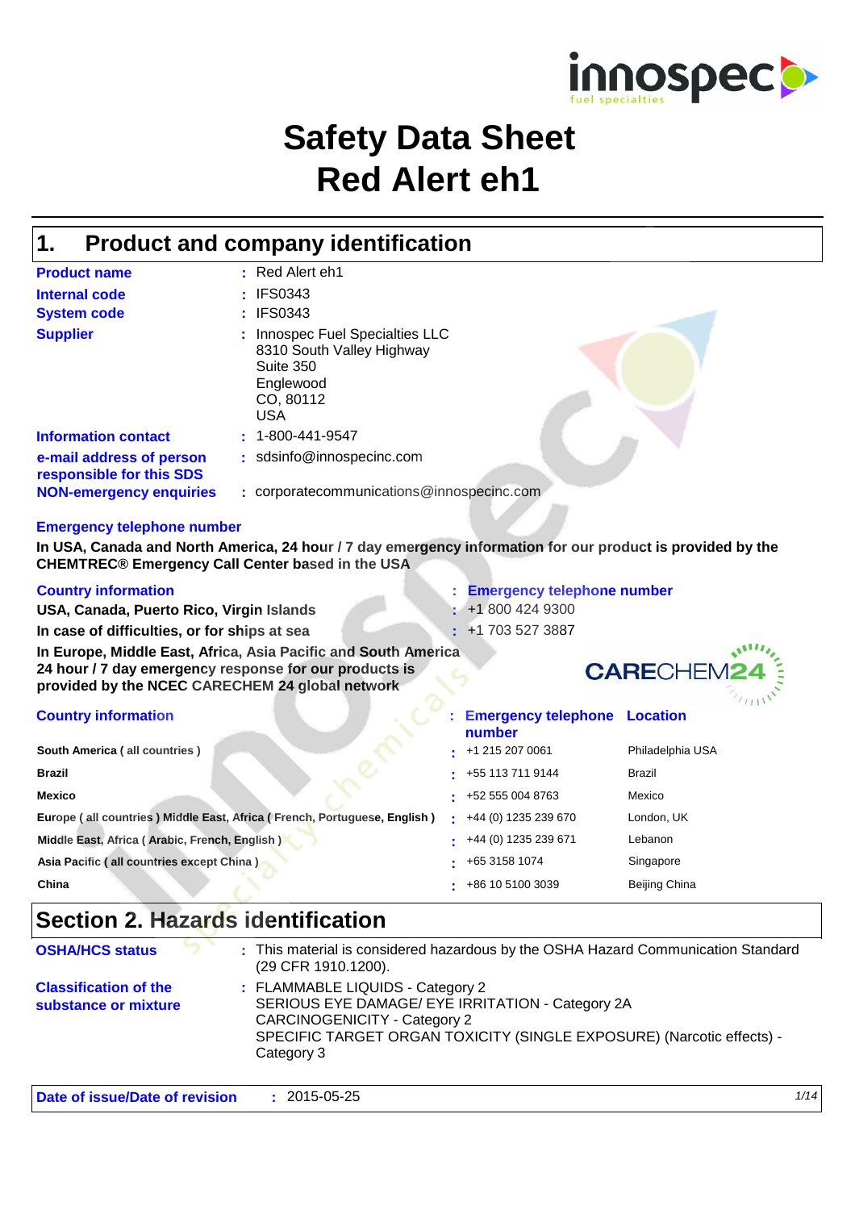# Safety Data Sheet
# Red Alert eh1

## 1. Product and company identification

| | |
|---|---|
| **Product name** | : Red Alert eh1 |
| **Internal code** | : IFS0343 |
| **System code** | : IFS0343 |
| **Supplier** | : Innospec Fuel Specialties LLC<br>8310 South Valley Highway<br>Suite 350<br>Englewood<br>CO, 80112<br>USA |
| **Information contact** | : 1-800-441-9547 |
| **e-mail address of person responsible for this SDS** | : sdsinfo@innospecinc.com |
| **NON-emergency enquiries** | : corporatecommunications@innospecinc.com |

**Emergency telephone number**

**In USA, Canada and North America, 24 hour / 7 day emergency information for our product is provided by the CHEMTREC® Emergency Call Center based in the USA**

| Country information | Emergency telephone number |
|---|---|
| **USA, Canada, Puerto Rico, Virgin Islands** | : +1 800 424 9300 |
| **In case of difficulties, or for ships at sea** | : +1 703 527 3887 |

**In Europe, Middle East, Africa, Asia Pacific and South America 24 hour / 7 day emergency response for our products is provided by the NCEC CARECHEM 24 global network**

| Country information | Emergency telephone number | Location |
|---|---|---|
| **South America ( all countries )** | : +1 215 207 0061 | Philadelphia USA |
| **Brazil** | : +55 113 711 9144 | Brazil |
| **Mexico** | : +52 555 004 8763 | Mexico |
| **Europe ( all countries ) Middle East, Africa ( French, Portuguese, English )** | : +44 (0) 1235 239 670 | London, UK |
| **Middle East, Africa ( Arabic, French, English )** | : +44 (0) 1235 239 671 | Lebanon |
| **Asia Pacific ( all countries except China )** | : +65 3158 1074 | Singapore |
| **China** | : +86 10 5100 3039 | Beijing China |

## Section 2. Hazards identification

| | |
|---|---|
| **OSHA/HCS status** | : This material is considered hazardous by the OSHA Hazard Communication Standard (29 CFR 1910.1200). |
| **Classification of the substance or mixture** | : FLAMMABLE LIQUIDS - Category 2<br>SERIOUS EYE DAMAGE/ EYE IRRITATION - Category 2A<br>CARCINOGENICITY - Category 2<br>SPECIFIC TARGET ORGAN TOXICITY (SINGLE EXPOSURE) (Narcotic effects) - Category 3 |

**Date of issue/Date of revision** : 2015-05-25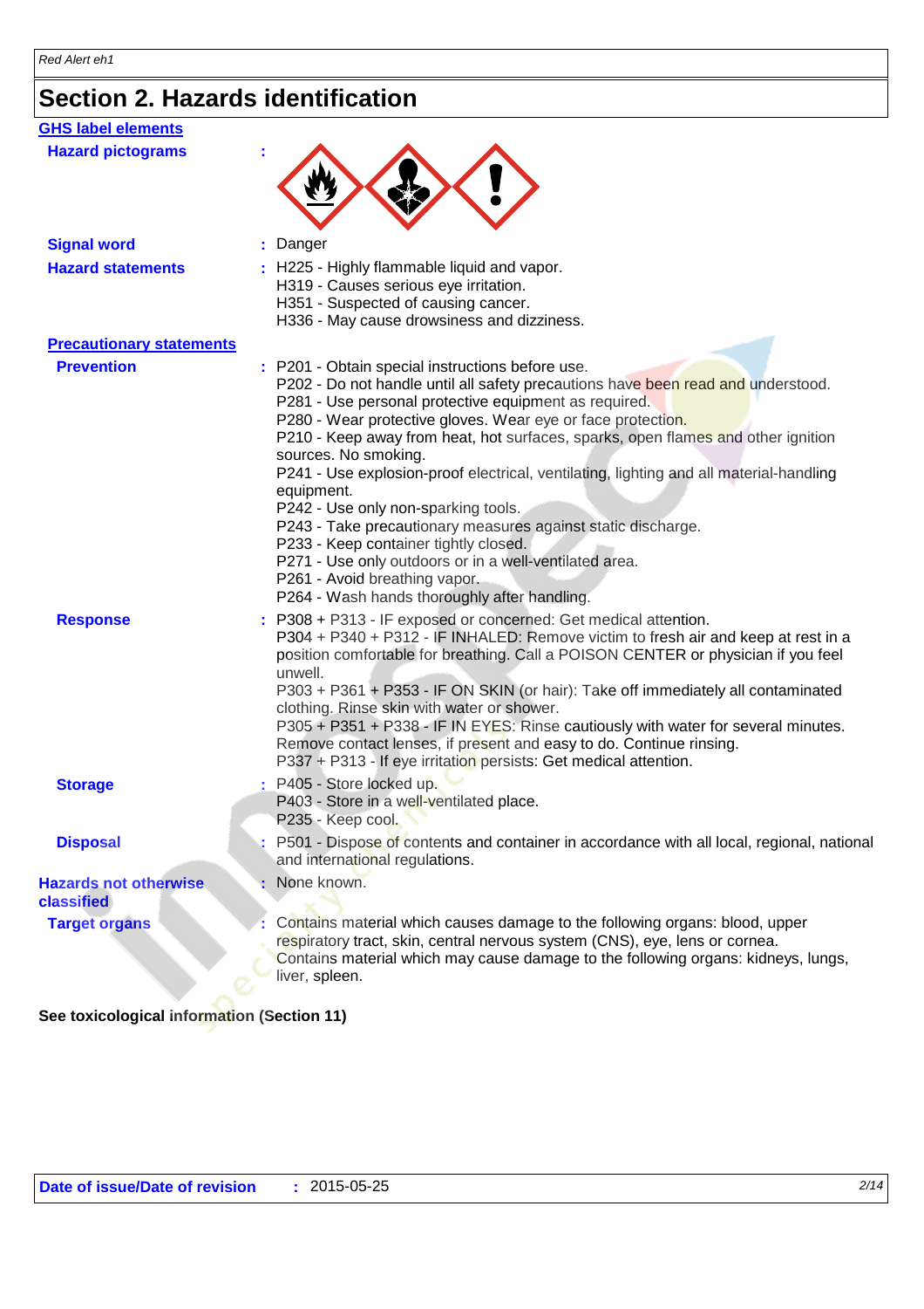## Section 2. Hazards identification

### GHS label elements

**Hazard pictograms** :

**Signal word** : Danger

**Hazard statements** : H225 - Highly flammable liquid and vapor.
H319 - Causes serious eye irritation.
H351 - Suspected of causing cancer.
H336 - May cause drowsiness and dizziness.

### Precautionary statements

**Prevention** : P201 - Obtain special instructions before use.
P202 - Do not handle until all safety precautions have been read and understood.
P281 - Use personal protective equipment as required.
P280 - Wear protective gloves. Wear eye or face protection.
P210 - Keep away from heat, hot surfaces, sparks, open flames and other ignition sources. No smoking.
P241 - Use explosion-proof electrical, ventilating, lighting and all material-handling equipment.
P242 - Use only non-sparking tools.
P243 - Take precautionary measures against static discharge.
P233 - Keep container tightly closed.
P271 - Use only outdoors or in a well-ventilated area.
P261 - Avoid breathing vapor.
P264 - Wash hands thoroughly after handling.

**Response** : P308 + P313 - IF exposed or concerned: Get medical attention.
P304 + P340 + P312 - IF INHALED: Remove victim to fresh air and keep at rest in a position comfortable for breathing. Call a POISON CENTER or physician if you feel unwell.
P303 + P361 + P353 - IF ON SKIN (or hair): Take off immediately all contaminated clothing. Rinse skin with water or shower.
P305 + P351 + P338 - IF IN EYES: Rinse cautiously with water for several minutes. Remove contact lenses, if present and easy to do. Continue rinsing.
P337 + P313 - If eye irritation persists: Get medical attention.

**Storage** : P405 - Store locked up.
P403 - Store in a well-ventilated place.
P235 - Keep cool.

**Disposal** : P501 - Dispose of contents and container in accordance with all local, regional, national and international regulations.

**Hazards not otherwise classified** : None known.

**Target organs** : Contains material which causes damage to the following organs: blood, upper respiratory tract, skin, central nervous system (CNS), eye, lens or cornea.
Contains material which may cause damage to the following organs: kidneys, lungs, liver, spleen.

**See toxicological information (Section 11)**

**Date of issue/Date of revision** : 2015-05-25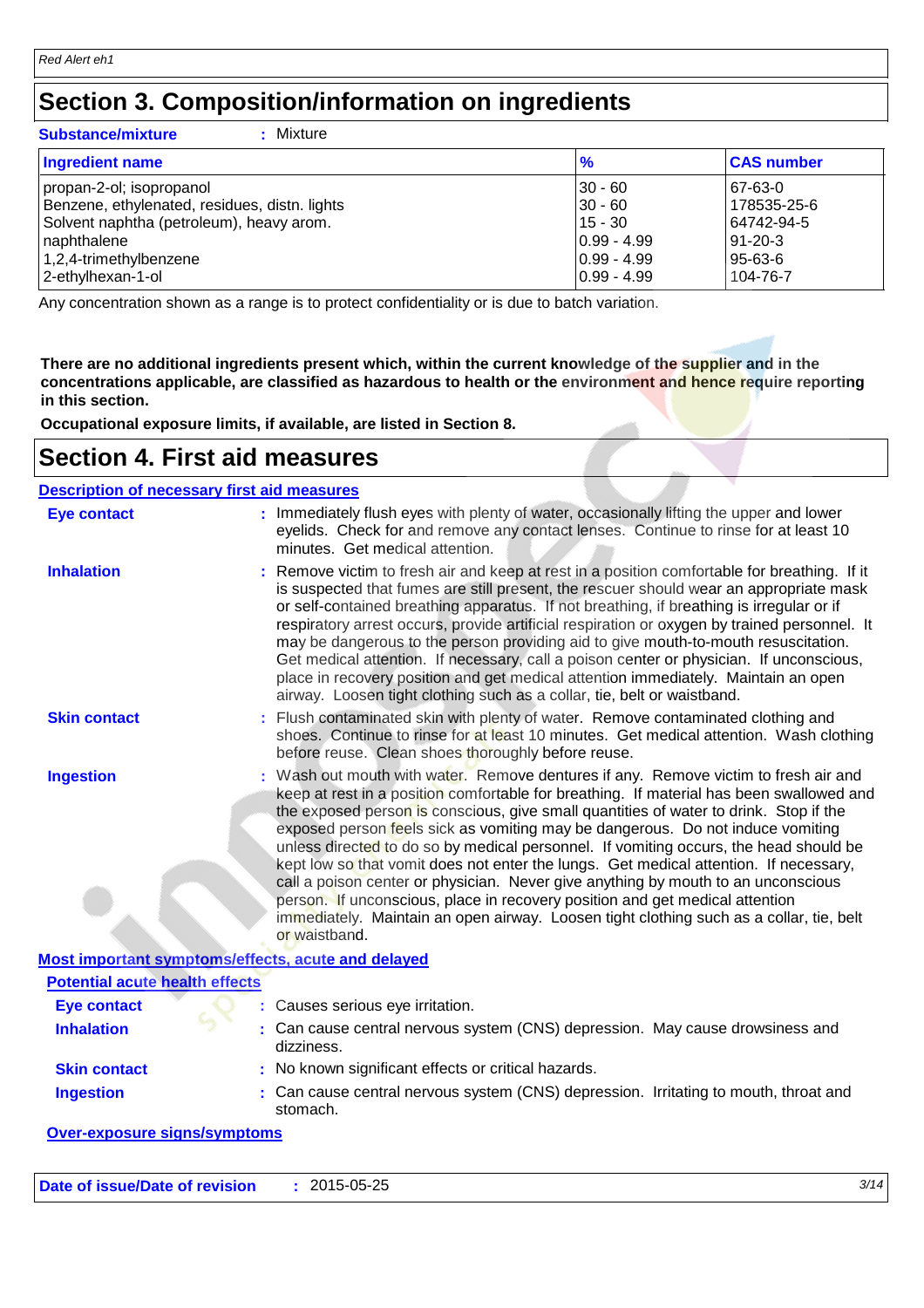## Section 3. Composition/information on ingredients

**Substance/mixture** : Mixture

| Ingredient name | % | CAS number |
|---|---|---|
| propan-2-ol; isopropanol | 30 - 60 | 67-63-0 |
| Benzene, ethylenated, residues, distn. lights | 30 - 60 | 178535-25-6 |
| Solvent naphtha (petroleum), heavy arom. | 15 - 30 | 64742-94-5 |
| naphthalene | 0.99 - 4.99 | 91-20-3 |
| 1,2,4-trimethylbenzene | 0.99 - 4.99 | 95-63-6 |
| 2-ethylhexan-1-ol | 0.99 - 4.99 | 104-76-7 |

Any concentration shown as a range is to protect confidentiality or is due to batch variation.

**There are no additional ingredients present which, within the current knowledge of the supplier and in the concentrations applicable, are classified as hazardous to health or the environment and hence require reporting in this section.**

**Occupational exposure limits, if available, are listed in Section 8.**

## Section 4. First aid measures

### Description of necessary first aid measures

**Eye contact** : Immediately flush eyes with plenty of water, occasionally lifting the upper and lower eyelids. Check for and remove any contact lenses. Continue to rinse for at least 10 minutes. Get medical attention.

**Inhalation** : Remove victim to fresh air and keep at rest in a position comfortable for breathing. If it is suspected that fumes are still present, the rescuer should wear an appropriate mask or self-contained breathing apparatus. If not breathing, if breathing is irregular or if respiratory arrest occurs, provide artificial respiration or oxygen by trained personnel. It may be dangerous to the person providing aid to give mouth-to-mouth resuscitation. Get medical attention. If necessary, call a poison center or physician. If unconscious, place in recovery position and get medical attention immediately. Maintain an open airway. Loosen tight clothing such as a collar, tie, belt or waistband.

**Skin contact** : Flush contaminated skin with plenty of water. Remove contaminated clothing and shoes. Continue to rinse for at least 10 minutes. Get medical attention. Wash clothing before reuse. Clean shoes thoroughly before reuse.

**Ingestion** : Wash out mouth with water. Remove dentures if any. Remove victim to fresh air and keep at rest in a position comfortable for breathing. If material has been swallowed and the exposed person is conscious, give small quantities of water to drink. Stop if the exposed person feels sick as vomiting may be dangerous. Do not induce vomiting unless directed to do so by medical personnel. If vomiting occurs, the head should be kept low so that vomit does not enter the lungs. Get medical attention. If necessary, call a poison center or physician. Never give anything by mouth to an unconscious person. If unconscious, place in recovery position and get medical attention immediately. Maintain an open airway. Loosen tight clothing such as a collar, tie, belt or waistband.

### Most important symptoms/effects, acute and delayed

#### Potential acute health effects

**Eye contact** : Causes serious eye irritation.

**Inhalation** : Can cause central nervous system (CNS) depression. May cause drowsiness and dizziness.

**Skin contact** : No known significant effects or critical hazards.

**Ingestion** : Can cause central nervous system (CNS) depression. Irritating to mouth, throat and stomach.

#### Over-exposure signs/symptoms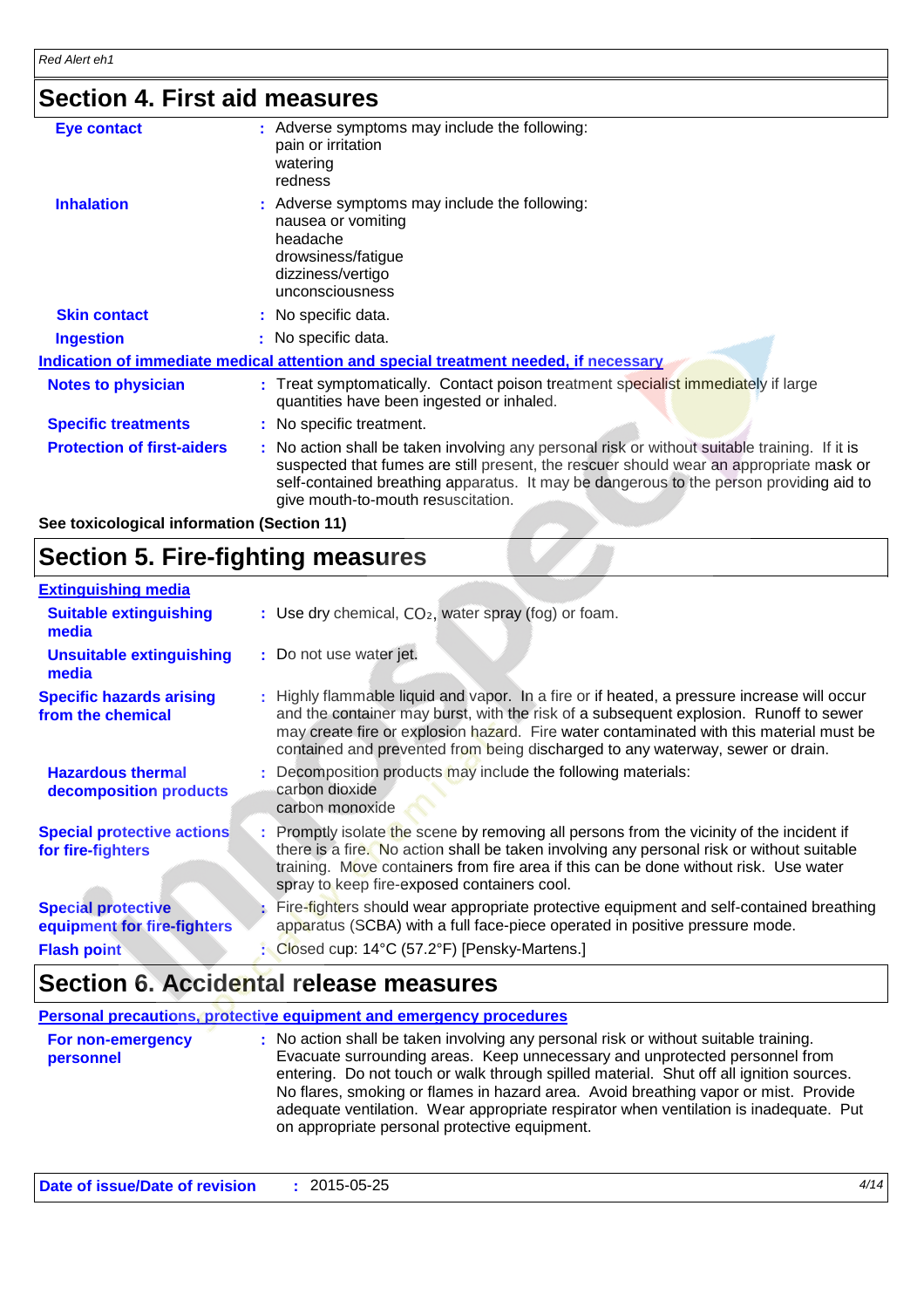## Section 4. First aid measures

| | |
|---|---|
| **Eye contact** | Adverse symptoms may include the following: pain or irritation watering redness |
| **Inhalation** | Adverse symptoms may include the following: nausea or vomiting headache drowsiness/fatigue dizziness/vertigo unconsciousness |
| **Skin contact** | No specific data. |
| **Ingestion** | No specific data. |

**Indication of immediate medical attention and special treatment needed, if necessary**

| | |
|---|---|
| **Notes to physician** | Treat symptomatically. Contact poison treatment specialist immediately if large quantities have been ingested or inhaled. |
| **Specific treatments** | No specific treatment. |
| **Protection of first-aiders** | No action shall be taken involving any personal risk or without suitable training. If it is suspected that fumes are still present, the rescuer should wear an appropriate mask or self-contained breathing apparatus. It may be dangerous to the person providing aid to give mouth-to-mouth resuscitation. |

**See toxicological information (Section 11)**

## Section 5. Fire-fighting measures

**Extinguishing media**

| | |
|---|---|
| **Suitable extinguishing media** | Use dry chemical, $CO_2$, water spray (fog) or foam. |
| **Unsuitable extinguishing media** | Do not use water jet. |
| **Specific hazards arising from the chemical** | Highly flammable liquid and vapor. In a fire or if heated, a pressure increase will occur and the container may burst, with the risk of a subsequent explosion. Runoff to sewer may create fire or explosion hazard. Fire water contaminated with this material must be contained and prevented from being discharged to any waterway, sewer or drain. |
| **Hazardous thermal decomposition products** | Decomposition products may include the following materials: carbon dioxide carbon monoxide |
| **Special protective actions for fire-fighters** | Promptly isolate the scene by removing all persons from the vicinity of the incident if there is a fire. No action shall be taken involving any personal risk or without suitable training. Move containers from fire area if this can be done without risk. Use water spray to keep fire-exposed containers cool. |
| **Special protective equipment for fire-fighters** | Fire-fighters should wear appropriate protective equipment and self-contained breathing apparatus (SCBA) with a full face-piece operated in positive pressure mode. |
| **Flash point** | Closed cup: 14°C (57.2°F) [Pensky-Martens.] |

## Section 6. Accidental release measures

**Personal precautions, protective equipment and emergency procedures**

| | |
|---|---|
| **For non-emergency personnel** | No action shall be taken involving any personal risk or without suitable training. Evacuate surrounding areas. Keep unnecessary and unprotected personnel from entering. Do not touch or walk through spilled material. Shut off all ignition sources. No flares, smoking or flames in hazard area. Avoid breathing vapor or mist. Provide adequate ventilation. Wear appropriate respirator when ventilation is inadequate. Put on appropriate personal protective equipment. |

**Date of issue/Date of revision** : 2015-05-25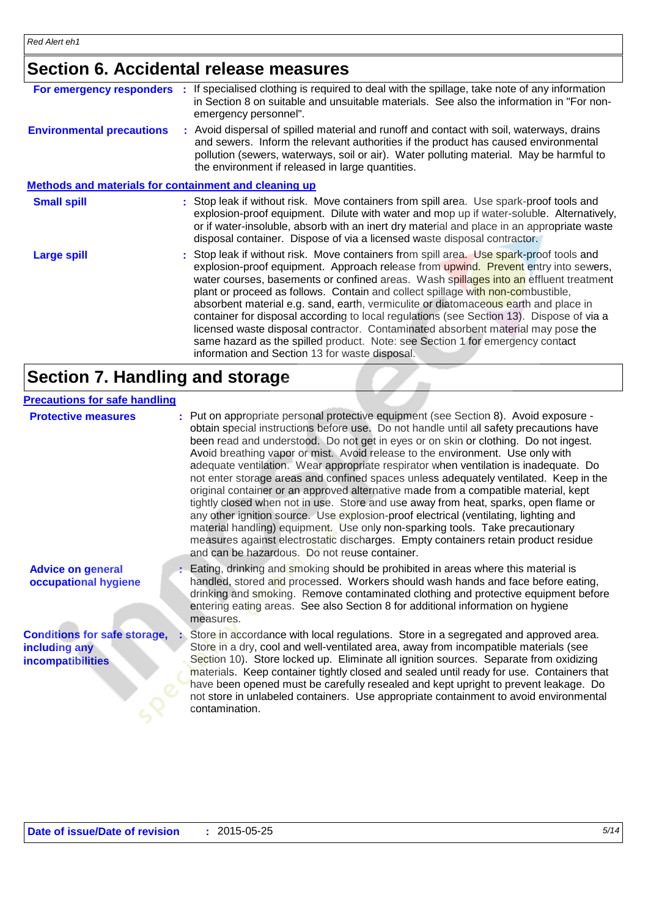## Section 6. Accidental release measures

**For emergency responders** : If specialised clothing is required to deal with the spillage, take note of any information in Section 8 on suitable and unsuitable materials. See also the information in "For non-emergency personnel".

**Environmental precautions** : Avoid dispersal of spilled material and runoff and contact with soil, waterways, drains and sewers. Inform the relevant authorities if the product has caused environmental pollution (sewers, waterways, soil or air). Water polluting material. May be harmful to the environment if released in large quantities.

### Methods and materials for containment and cleaning up

**Small spill** : Stop leak if without risk. Move containers from spill area. Use spark-proof tools and explosion-proof equipment. Dilute with water and mop up if water-soluble. Alternatively, or if water-insoluble, absorb with an inert dry material and place in an appropriate waste disposal container. Dispose of via a licensed waste disposal contractor.

**Large spill** : Stop leak if without risk. Move containers from spill area. Use spark-proof tools and explosion-proof equipment. Approach release from upwind. Prevent entry into sewers, water courses, basements or confined areas. Wash spillages into an effluent treatment plant or proceed as follows. Contain and collect spillage with non-combustible, absorbent material e.g. sand, earth, vermiculite or diatomaceous earth and place in container for disposal according to local regulations (see Section 13). Dispose of via a licensed waste disposal contractor. Contaminated absorbent material may pose the same hazard as the spilled product. Note: see Section 1 for emergency contact information and Section 13 for waste disposal.

## Section 7. Handling and storage

### Precautions for safe handling

**Protective measures** : Put on appropriate personal protective equipment (see Section 8). Avoid exposure - obtain special instructions before use. Do not handle until all safety precautions have been read and understood. Do not get in eyes or on skin or clothing. Do not ingest. Avoid breathing vapor or mist. Avoid release to the environment. Use only with adequate ventilation. Wear appropriate respirator when ventilation is inadequate. Do not enter storage areas and confined spaces unless adequately ventilated. Keep in the original container or an approved alternative made from a compatible material, kept tightly closed when not in use. Store and use away from heat, sparks, open flame or any other ignition source. Use explosion-proof electrical (ventilating, lighting and material handling) equipment. Use only non-sparking tools. Take precautionary measures against electrostatic discharges. Empty containers retain product residue and can be hazardous. Do not reuse container.

**Advice on general occupational hygiene** : Eating, drinking and smoking should be prohibited in areas where this material is handled, stored and processed. Workers should wash hands and face before eating, drinking and smoking. Remove contaminated clothing and protective equipment before entering eating areas. See also Section 8 for additional information on hygiene measures.

**Conditions for safe storage, including any incompatibilities** : Store in accordance with local regulations. Store in a segregated and approved area. Store in a dry, cool and well-ventilated area, away from incompatible materials (see Section 10). Store locked up. Eliminate all ignition sources. Separate from oxidizing materials. Keep container tightly closed and sealed until ready for use. Containers that have been opened must be carefully resealed and kept upright to prevent leakage. Do not store in unlabeled containers. Use appropriate containment to avoid environmental contamination.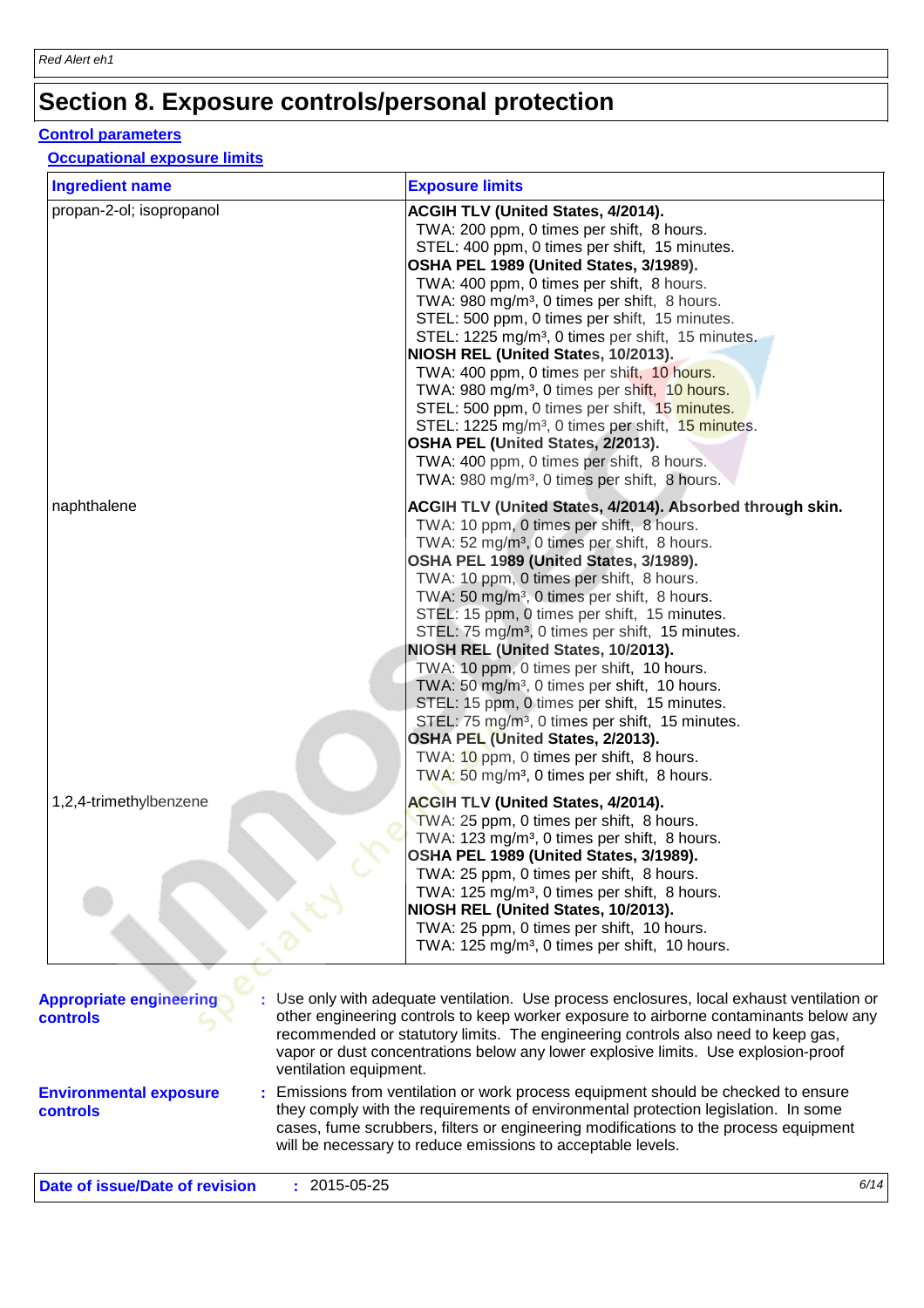# Section 8. Exposure controls/personal protection

## Control parameters

### Occupational exposure limits

| Ingredient name | Exposure limits |
|---|---|
| propan-2-ol; isopropanol | **ACGIH TLV (United States, 4/2014).**<br>TWA: 200 ppm, 0 times per shift, 8 hours.<br>STEL: 400 ppm, 0 times per shift, 15 minutes.<br>**OSHA PEL 1989 (United States, 3/1989).**<br>TWA: 400 ppm, 0 times per shift, 8 hours.<br>TWA: 980 mg/m³, 0 times per shift, 8 hours.<br>STEL: 500 ppm, 0 times per shift, 15 minutes.<br>STEL: 1225 mg/m³, 0 times per shift, 15 minutes.<br>**NIOSH REL (United States, 10/2013).**<br>TWA: 400 ppm, 0 times per shift, 10 hours.<br>TWA: 980 mg/m³, 0 times per shift, 10 hours.<br>STEL: 500 ppm, 0 times per shift, 15 minutes.<br>STEL: 1225 mg/m³, 0 times per shift, 15 minutes.<br>**OSHA PEL (United States, 2/2013).**<br>TWA: 400 ppm, 0 times per shift, 8 hours.<br>TWA: 980 mg/m³, 0 times per shift, 8 hours. |
| naphthalene | **ACGIH TLV (United States, 4/2014). Absorbed through skin.**<br>TWA: 10 ppm, 0 times per shift, 8 hours.<br>TWA: 52 mg/m³, 0 times per shift, 8 hours.<br>**OSHA PEL 1989 (United States, 3/1989).**<br>TWA: 10 ppm, 0 times per shift, 8 hours.<br>TWA: 50 mg/m³, 0 times per shift, 8 hours.<br>STEL: 15 ppm, 0 times per shift, 15 minutes.<br>STEL: 75 mg/m³, 0 times per shift, 15 minutes.<br>**NIOSH REL (United States, 10/2013).**<br>TWA: 10 ppm, 0 times per shift, 10 hours.<br>TWA: 50 mg/m³, 0 times per shift, 10 hours.<br>STEL: 15 ppm, 0 times per shift, 15 minutes.<br>STEL: 75 mg/m³, 0 times per shift, 15 minutes.<br>**OSHA PEL (United States, 2/2013).**<br>TWA: 10 ppm, 0 times per shift, 8 hours.<br>TWA: 50 mg/m³, 0 times per shift, 8 hours. |
| 1,2,4-trimethylbenzene | **ACGIH TLV (United States, 4/2014).**<br>TWA: 25 ppm, 0 times per shift, 8 hours.<br>TWA: 123 mg/m³, 0 times per shift, 8 hours.<br>**OSHA PEL 1989 (United States, 3/1989).**<br>TWA: 25 ppm, 0 times per shift, 8 hours.<br>TWA: 125 mg/m³, 0 times per shift, 8 hours.<br>**NIOSH REL (United States, 10/2013).**<br>TWA: 25 ppm, 0 times per shift, 10 hours.<br>TWA: 125 mg/m³, 0 times per shift, 10 hours. |

**Appropriate engineering controls** : Use only with adequate ventilation. Use process enclosures, local exhaust ventilation or other engineering controls to keep worker exposure to airborne contaminants below any recommended or statutory limits. The engineering controls also need to keep gas, vapor or dust concentrations below any lower explosive limits. Use explosion-proof ventilation equipment.

**Environmental exposure controls** : Emissions from ventilation or work process equipment should be checked to ensure they comply with the requirements of environmental protection legislation. In some cases, fume scrubbers, filters or engineering modifications to the process equipment will be necessary to reduce emissions to acceptable levels.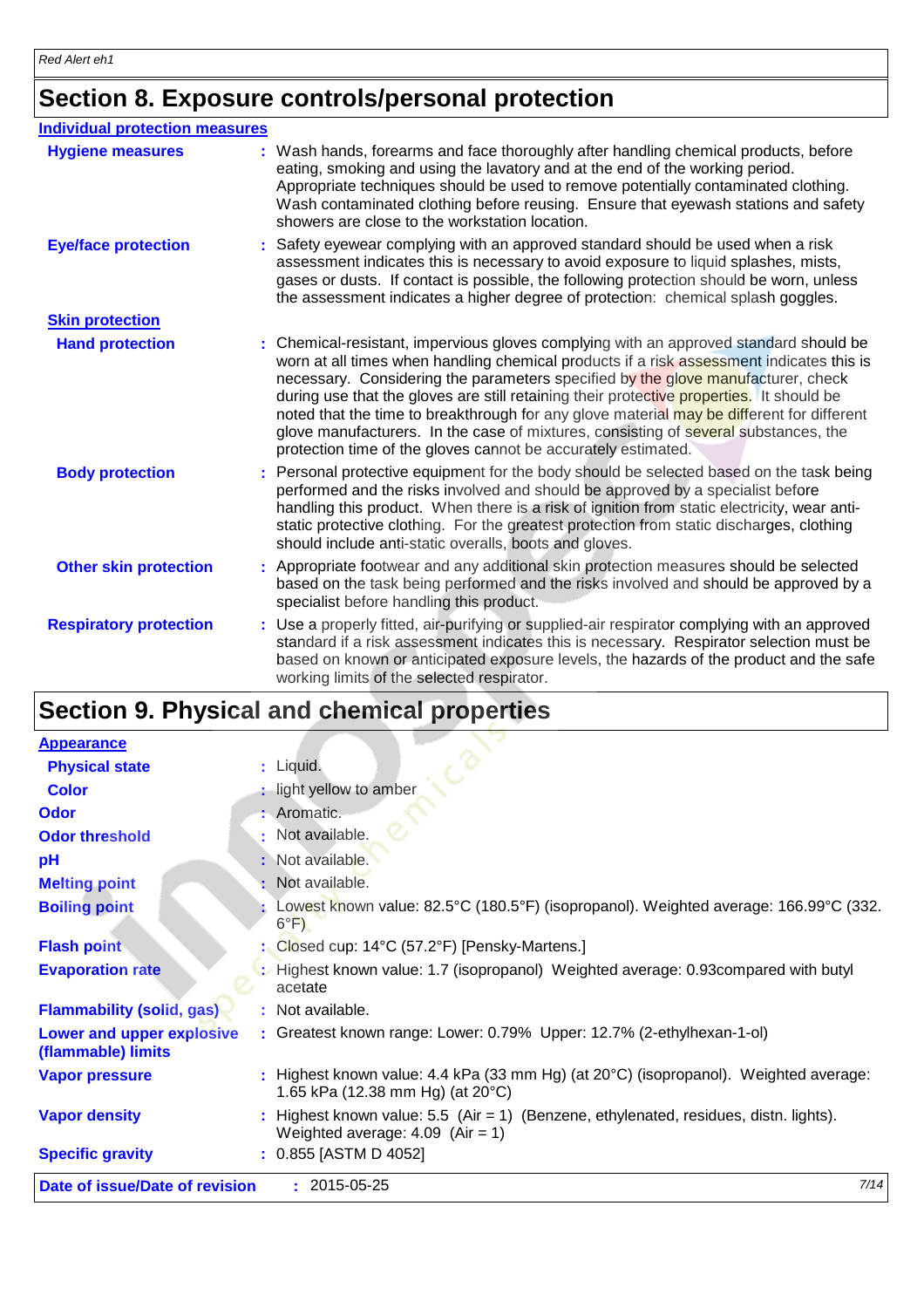## Section 8. Exposure controls/personal protection

### Individual protection measures

**Hygiene measures** : Wash hands, forearms and face thoroughly after handling chemical products, before eating, smoking and using the lavatory and at the end of the working period. Appropriate techniques should be used to remove potentially contaminated clothing. Wash contaminated clothing before reusing. Ensure that eyewash stations and safety showers are close to the workstation location.

**Eye/face protection** : Safety eyewear complying with an approved standard should be used when a risk assessment indicates this is necessary to avoid exposure to liquid splashes, mists, gases or dusts. If contact is possible, the following protection should be worn, unless the assessment indicates a higher degree of protection: chemical splash goggles.

**Skin protection**

**Hand protection** : Chemical-resistant, impervious gloves complying with an approved standard should be worn at all times when handling chemical products if a risk assessment indicates this is necessary. Considering the parameters specified by the glove manufacturer, check during use that the gloves are still retaining their protective properties. It should be noted that the time to breakthrough for any glove material may be different for different glove manufacturers. In the case of mixtures, consisting of several substances, the protection time of the gloves cannot be accurately estimated.

**Body protection** : Personal protective equipment for the body should be selected based on the task being performed and the risks involved and should be approved by a specialist before handling this product. When there is a risk of ignition from static electricity, wear anti-static protective clothing. For the greatest protection from static discharges, clothing should include anti-static overalls, boots and gloves.

**Other skin protection** : Appropriate footwear and any additional skin protection measures should be selected based on the task being performed and the risks involved and should be approved by a specialist before handling this product.

**Respiratory protection** : Use a properly fitted, air-purifying or supplied-air respirator complying with an approved standard if a risk assessment indicates this is necessary. Respirator selection must be based on known or anticipated exposure levels, the hazards of the product and the safe working limits of the selected respirator.

## Section 9. Physical and chemical properties

### Appearance

**Physical state** : Liquid.

**Color** : light yellow to amber

**Odor** : Aromatic.

**Odor threshold** : Not available.

**pH** : Not available.

**Melting point** : Not available.

**Boiling point** : Lowest known value: 82.5°C (180.5°F) (isopropanol). Weighted average: 166.99°C (332.6°F)

**Flash point** : Closed cup: 14°C (57.2°F) [Pensky-Martens.]

**Evaporation rate** : Highest known value: 1.7 (isopropanol) Weighted average: 0.93compared with butyl acetate

**Flammability (solid, gas)** : Not available.

**Lower and upper explosive (flammable) limits** : Greatest known range: Lower: 0.79% Upper: 12.7% (2-ethylhexan-1-ol)

**Vapor pressure** : Highest known value: 4.4 kPa (33 mm Hg) (at 20°C) (isopropanol). Weighted average: 1.65 kPa (12.38 mm Hg) (at 20°C)

**Vapor density** : Highest known value: 5.5 (Air = 1) (Benzene, ethylenated, residues, distn. lights). Weighted average: 4.09 (Air = 1)

**Specific gravity** : 0.855 [ASTM D 4052]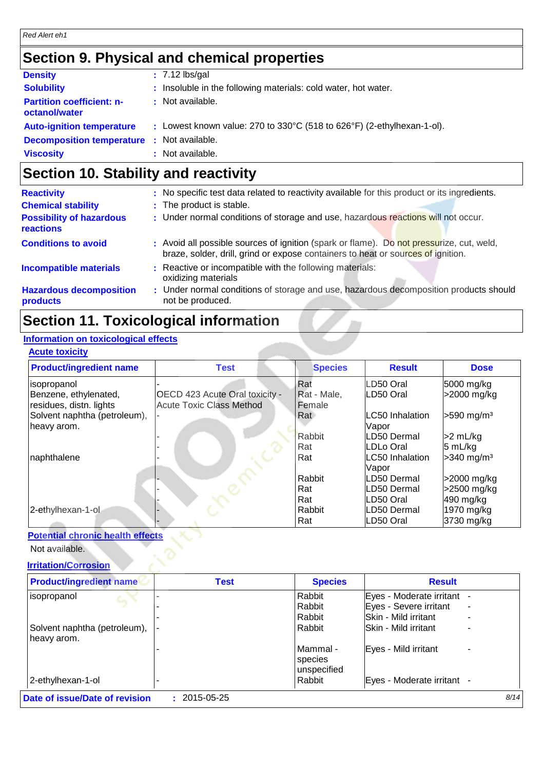## Section 9. Physical and chemical properties

| | |
|---|---|
| **Density** | : 7.12 lbs/gal |
| **Solubility** | : Insoluble in the following materials: cold water, hot water. |
| **Partition coefficient: n-octanol/water** | : Not available. |
| **Auto-ignition temperature** | : Lowest known value: 270 to 330°C (518 to 626°F) (2-ethylhexan-1-ol). |
| **Decomposition temperature** | : Not available. |
| **Viscosity** | : Not available. |

## Section 10. Stability and reactivity

| | |
|---|---|
| **Reactivity** | : No specific test data related to reactivity available for this product or its ingredients. |
| **Chemical stability** | : The product is stable. |
| **Possibility of hazardous reactions** | : Under normal conditions of storage and use, hazardous reactions will not occur. |
| **Conditions to avoid** | : Avoid all possible sources of ignition (spark or flame). Do not pressurize, cut, weld, braze, solder, drill, grind or expose containers to heat or sources of ignition. |
| **Incompatible materials** | : Reactive or incompatible with the following materials: oxidizing materials |
| **Hazardous decomposition products** | : Under normal conditions of storage and use, hazardous decomposition products should not be produced. |

## Section 11. Toxicological information

### Information on toxicological effects

#### Acute toxicity

| Product/ingredient name | Test | Species | Result | Dose |
|---|---|---|---|---|
| isopropanol | - | Rat | LD50 Oral | 5000 mg/kg |
| Benzene, ethylenated, residues, distn. lights | OECD 423 Acute Oral toxicity - Acute Toxic Class Method | Rat - Male, Female | LD50 Oral | >2000 mg/kg |
| Solvent naphtha (petroleum), heavy arom. | - | Rat | LC50 Inhalation Vapor | >590 mg/m³ |
| | - | Rabbit | LD50 Dermal | >2 mL/kg |
| | - | Rat | LDLo Oral | 5 mL/kg |
| naphthalene | - | Rat | LC50 Inhalation Vapor | >340 mg/m³ |
| | - | Rabbit | LD50 Dermal | >2000 mg/kg |
| | - | Rat | LD50 Dermal | >2500 mg/kg |
| | - | Rat | LD50 Oral | 490 mg/kg |
| 2-ethylhexan-1-ol | - | Rabbit | LD50 Dermal | 1970 mg/kg |
| | - | Rat | LD50 Oral | 3730 mg/kg |

#### Potential chronic health effects

Not available.

#### Irritation/Corrosion

| Product/ingredient name | Test | Species | Result | |
|---|---|---|---|---|
| isopropanol | - | Rabbit | Eyes - Moderate irritant | - |
| | - | Rabbit | Eyes - Severe irritant | - |
| | - | Rabbit | Skin - Mild irritant | - |
| Solvent naphtha (petroleum), heavy arom. | - | Rabbit | Skin - Mild irritant | - |
| | - | Mammal - species unspecified | Eyes - Mild irritant | - |
| 2-ethylhexan-1-ol | - | Rabbit | Eyes - Moderate irritant | - |

**Date of issue/Date of revision** : 2015-05-25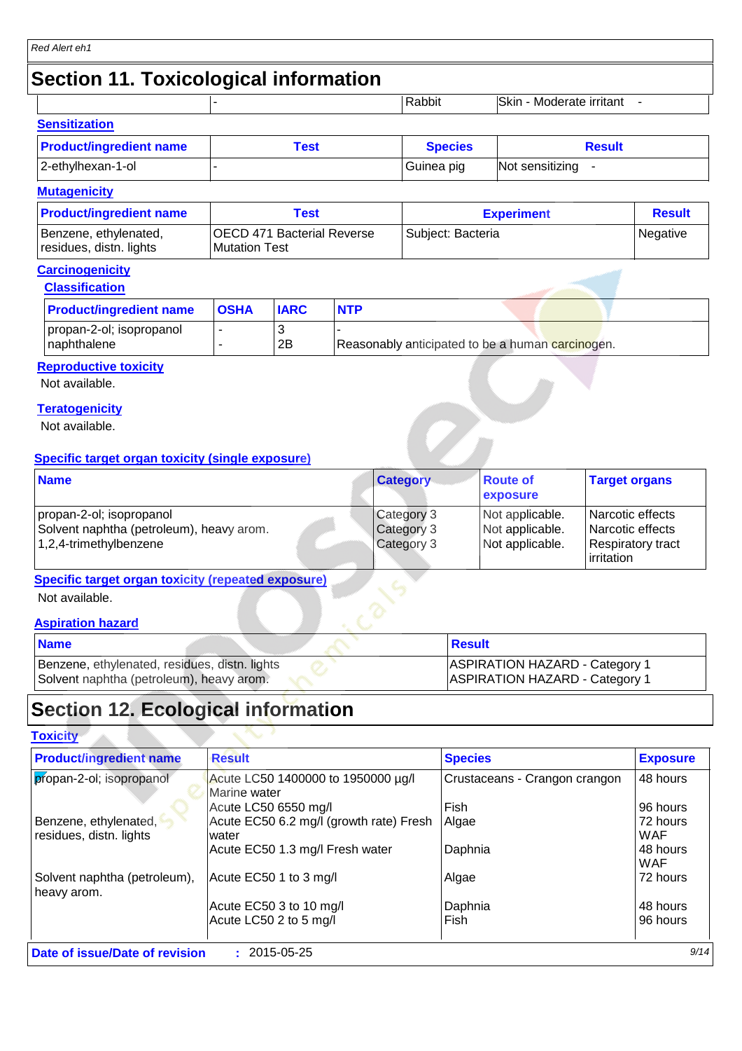## Section 11. Toxicological information

| | - | Rabbit | Skin - Moderate irritant | - |
|---|---|---|---|---|

### Sensitization

| Product/ingredient name | Test | Species | Result |
|---|---|---|---|
| 2-ethylhexan-1-ol | - | Guinea pig | Not sensitizing - |

### Mutagenicity

| Product/ingredient name | Test | Experiment | Result |
|---|---|---|---|
| Benzene, ethylenated, residues, distn. lights | OECD 471 Bacterial Reverse Mutation Test | Subject: Bacteria | Negative |

### Carcinogenicity

#### Classification

| Product/ingredient name | OSHA | IARC | NTP |
|---|---|---|---|
| propan-2-ol; isopropanol | - | 3 | - |
| naphthalene | - | 2B | Reasonably anticipated to be a human carcinogen. |

### Reproductive toxicity

Not available.

### Teratogenicity

Not available.

### Specific target organ toxicity (single exposure)

| Name | Category | Route of exposure | Target organs |
|---|---|---|---|
| propan-2-ol; isopropanol | Category 3 | Not applicable. | Narcotic effects |
| Solvent naphtha (petroleum), heavy arom. | Category 3 | Not applicable. | Narcotic effects |
| 1,2,4-trimethylbenzene | Category 3 | Not applicable. | Respiratory tract irritation |

### Specific target organ toxicity (repeated exposure)

Not available.

### Aspiration hazard

| Name | Result |
|---|---|
| Benzene, ethylenated, residues, distn. lights | ASPIRATION HAZARD - Category 1 |
| Solvent naphtha (petroleum), heavy arom. | ASPIRATION HAZARD - Category 1 |

## Section 12. Ecological information

### Toxicity

| Product/ingredient name | Result | Species | Exposure |
|---|---|---|---|
| propan-2-ol; isopropanol | Acute LC50 1400000 to 1950000 µg/l Marine water | Crustaceans - Crangon crangon | 48 hours |
| | Acute LC50 6550 mg/l | Fish | 96 hours |
| Benzene, ethylenated, residues, distn. lights | Acute EC50 6.2 mg/l (growth rate) Fresh water | Algae | 72 hours WAF |
| | Acute EC50 1.3 mg/l Fresh water | Daphnia | 48 hours WAF |
| Solvent naphtha (petroleum), heavy arom. | Acute EC50 1 to 3 mg/l | Algae | 72 hours |
| | Acute EC50 3 to 10 mg/l | Daphnia | 48 hours |
| | Acute LC50 2 to 5 mg/l | Fish | 96 hours |

**Date of issue/Date of revision** : 2015-05-25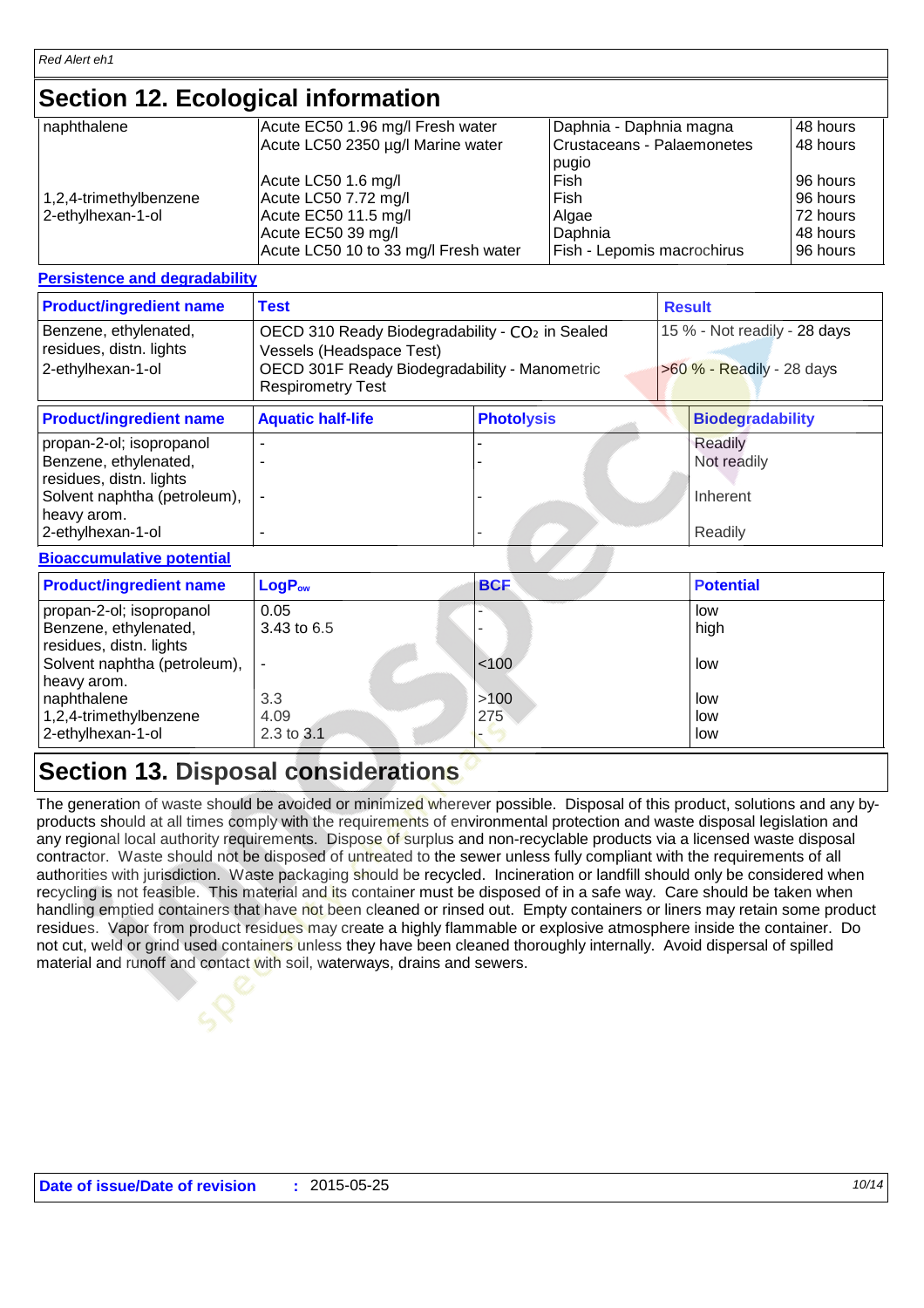## Section 12. Ecological information

| | | | |
|---|---|---|---|
| naphthalene | Acute EC50 1.96 mg/l Fresh water | Daphnia - Daphnia magna | 48 hours |
| | Acute LC50 2350 µg/l Marine water | Crustaceans - Palaemonetes pugio | 48 hours |
| | Acute LC50 1.6 mg/l | Fish | 96 hours |
| 1,2,4-trimethylbenzene | Acute LC50 7.72 mg/l | Fish | 96 hours |
| 2-ethylhexan-1-ol | Acute EC50 11.5 mg/l | Algae | 72 hours |
| | Acute EC50 39 mg/l | Daphnia | 48 hours |
| | Acute LC50 10 to 33 mg/l Fresh water | Fish - Lepomis macrochirus | 96 hours |

**Persistence and degradability**

| Product/ingredient name | Test | Result |
|---|---|---|
| Benzene, ethylenated, residues, distn. lights | OECD 310 Ready Biodegradability - $CO_2$ in Sealed Vessels (Headspace Test) | 15 % - Not readily - 28 days |
| 2-ethylhexan-1-ol | OECD 301F Ready Biodegradability - Manometric Respirometry Test | >60 % - Readily - 28 days |

| Product/ingredient name | Aquatic half-life | Photolysis | Biodegradability |
|---|---|---|---|
| propan-2-ol; isopropanol | - | - | Readily |
| Benzene, ethylenated, residues, distn. lights | - | - | Not readily |
| Solvent naphtha (petroleum), heavy arom. | - | - | Inherent |
| 2-ethylhexan-1-ol | - | - | Readily |

**Bioaccumulative potential**

| Product/ingredient name | $LogP_{ow}$ | BCF | Potential |
|---|---|---|---|
| propan-2-ol; isopropanol | 0.05 | - | low |
| Benzene, ethylenated, residues, distn. lights | 3.43 to 6.5 | - | high |
| Solvent naphtha (petroleum), heavy arom. | - | <100 | low |
| naphthalene | 3.3 | >100 | low |
| 1,2,4-trimethylbenzene | 4.09 | 275 | low |
| 2-ethylhexan-1-ol | 2.3 to 3.1 | - | low |

## Section 13. Disposal considerations

The generation of waste should be avoided or minimized wherever possible. Disposal of this product, solutions and any by-products should at all times comply with the requirements of environmental protection and waste disposal legislation and any regional local authority requirements. Dispose of surplus and non-recyclable products via a licensed waste disposal contractor. Waste should not be disposed of untreated to the sewer unless fully compliant with the requirements of all authorities with jurisdiction. Waste packaging should be recycled. Incineration or landfill should only be considered when recycling is not feasible. This material and its container must be disposed of in a safe way. Care should be taken when handling emptied containers that have not been cleaned or rinsed out. Empty containers or liners may retain some product residues. Vapor from product residues may create a highly flammable or explosive atmosphere inside the container. Do not cut, weld or grind used containers unless they have been cleaned thoroughly internally. Avoid dispersal of spilled material and runoff and contact with soil, waterways, drains and sewers.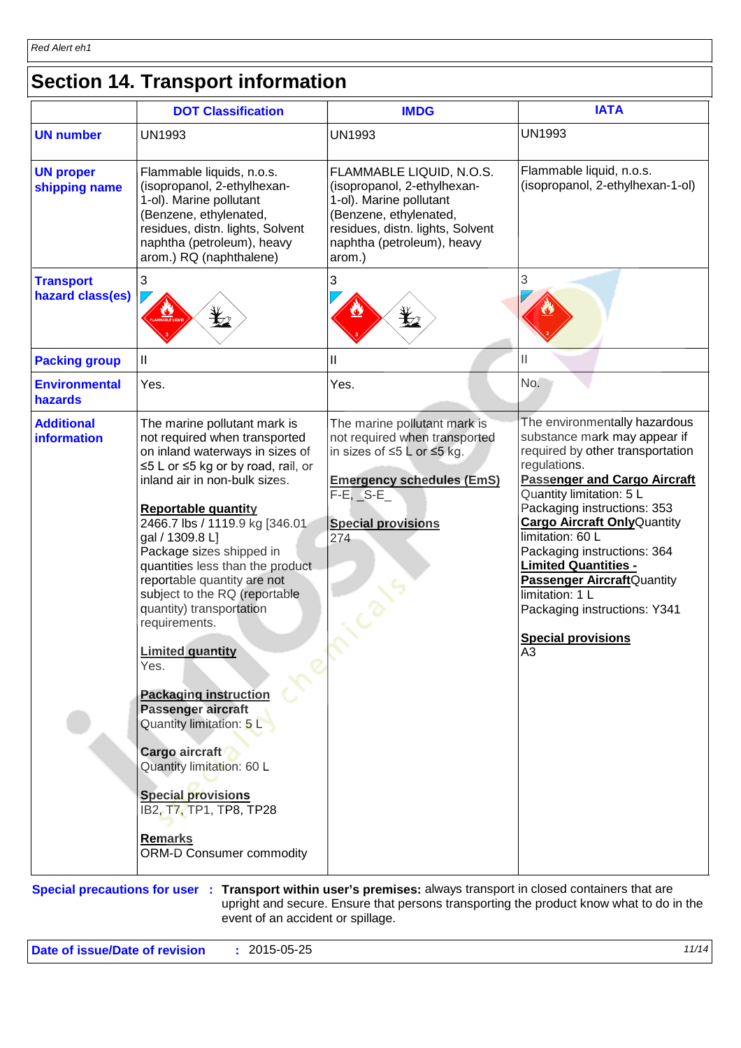## Section 14. Transport information

| | DOT Classification | IMDG | IATA |
|---|---|---|---|
| **UN number** | UN1993 | UN1993 | UN1993 |
| **UN proper shipping name** | Flammable liquids, n.o.s. (isopropanol, 2-ethylhexan-1-ol). Marine pollutant (Benzene, ethylenated, residues, distn. lights, Solvent naphtha (petroleum), heavy arom.) RQ (naphthalene) | FLAMMABLE LIQUID, N.O.S. (isopropanol, 2-ethylhexan-1-ol). Marine pollutant (Benzene, ethylenated, residues, distn. lights, Solvent naphtha (petroleum), heavy arom.) | Flammable liquid, n.o.s. (isopropanol, 2-ethylhexan-1-ol) |
| **Transport hazard class(es)** | 3 | 3 | 3 |
| **Packing group** | II | II | II |
| **Environmental hazards** | Yes. | Yes. | No. |
| **Additional information** | The marine pollutant mark is not required when transported on inland waterways in sizes of ≤5 L or ≤5 kg or by road, rail, or inland air in non-bulk sizes.<br><br>**Reportable quantity**<br>2466.7 lbs / 1119.9 kg [346.01 gal / 1309.8 L]<br>Package sizes shipped in quantities less than the product reportable quantity are not subject to the RQ (reportable quantity) transportation requirements.<br><br>**Limited quantity**<br>Yes.<br><br>**Packaging instruction**<br>**Passenger aircraft**<br>Quantity limitation: 5 L<br><br>**Cargo aircraft**<br>Quantity limitation: 60 L<br><br>**Special provisions**<br>IB2, T7, TP1, TP8, TP28<br><br>**Remarks**<br>ORM-D Consumer commodity | The marine pollutant mark is not required when transported in sizes of ≤5 L or ≤5 kg.<br><br>**Emergency schedules (EmS)**<br>F-E, _S-E_<br><br>**Special provisions**<br>274 | The environmentally hazardous substance mark may appear if required by other transportation regulations.<br>**Passenger and Cargo Aircraft** Quantity limitation: 5 L<br>Packaging instructions: 353<br>**Cargo Aircraft Only** Quantity limitation: 60 L<br>Packaging instructions: 364<br>**Limited Quantities - Passenger Aircraft** Quantity limitation: 1 L<br>Packaging instructions: Y341<br><br>**Special provisions**<br>A3 |

**Special precautions for user** : **Transport within user's premises:** always transport in closed containers that are upright and secure. Ensure that persons transporting the product know what to do in the event of an accident or spillage.

**Date of issue/Date of revision** : 2015-05-25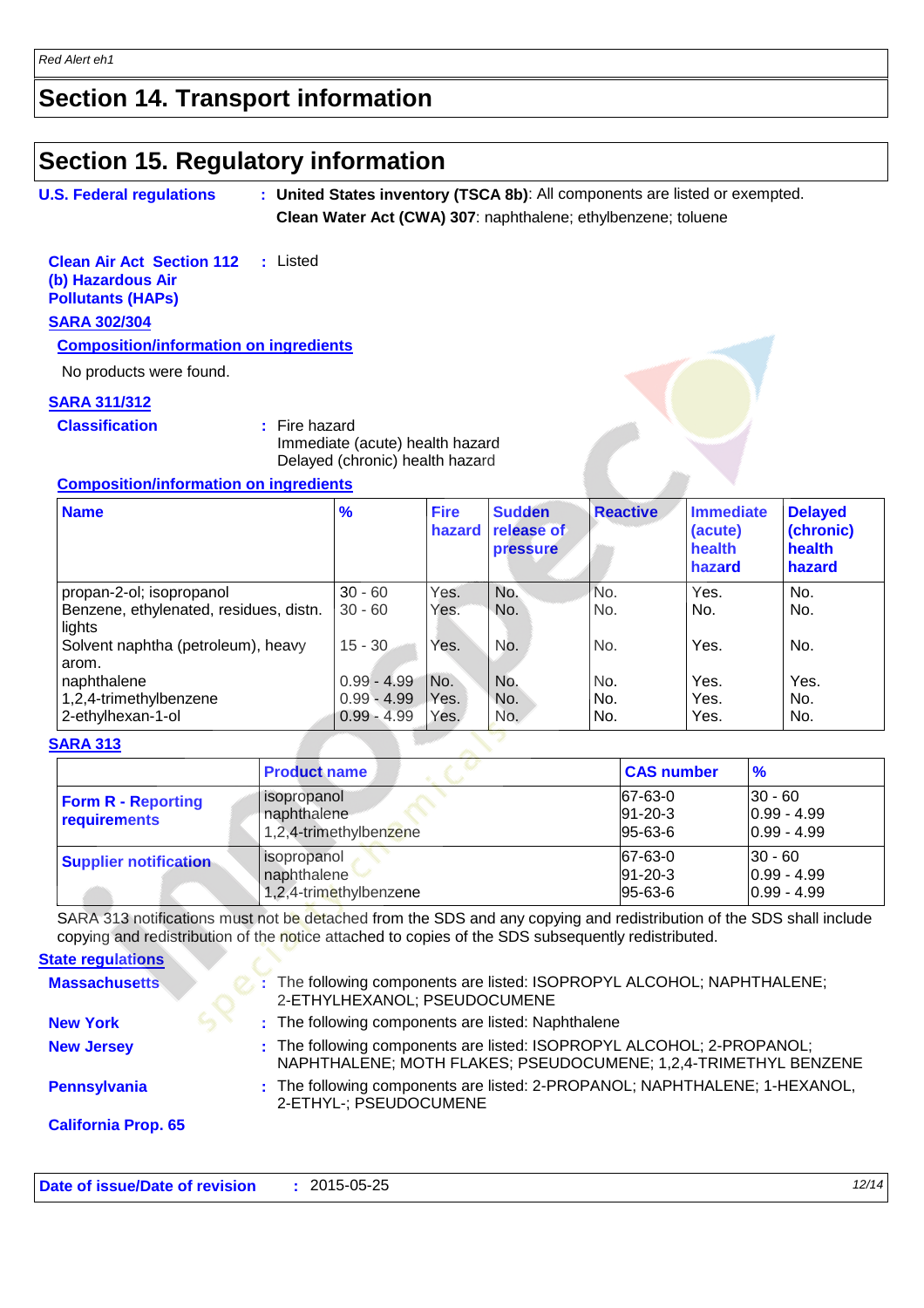## Section 14. Transport information

## Section 15. Regulatory information

**U.S. Federal regulations** : **United States inventory (TSCA 8b)**: All components are listed or exempted.
**Clean Water Act (CWA) 307**: naphthalene; ethylbenzene; toluene

**Clean Air Act Section 112 (b) Hazardous Air Pollutants (HAPs)** : Listed

**SARA 302/304**

**Composition/information on ingredients**

No products were found.

**SARA 311/312**

**Classification** : Fire hazard
Immediate (acute) health hazard
Delayed (chronic) health hazard

**Composition/information on ingredients**

| Name | % | Fire hazard | Sudden release of pressure | Reactive | Immediate (acute) health hazard | Delayed (chronic) health hazard |
|---|---|---|---|---|---|---|
| propan-2-ol; isopropanol | 30 - 60 | Yes. | No. | No. | Yes. | No. |
| Benzene, ethylenated, residues, distn. lights | 30 - 60 | Yes. | No. | No. | No. | No. |
| Solvent naphtha (petroleum), heavy arom. | 15 - 30 | Yes. | No. | No. | Yes. | No. |
| naphthalene | 0.99 - 4.99 | No. | No. | No. | Yes. | Yes. |
| 1,2,4-trimethylbenzene | 0.99 - 4.99 | Yes. | No. | No. | Yes. | No. |
| 2-ethylhexan-1-ol | 0.99 - 4.99 | Yes. | No. | No. | Yes. | No. |

**SARA 313**

| | Product name | CAS number | % |
|---|---|---|---|
| **Form R - Reporting requirements** | isopropanol<br>naphthalene<br>1,2,4-trimethylbenzene | 67-63-0<br>91-20-3<br>95-63-6 | 30 - 60<br>0.99 - 4.99<br>0.99 - 4.99 |
| **Supplier notification** | isopropanol<br>naphthalene<br>1,2,4-trimethylbenzene | 67-63-0<br>91-20-3<br>95-63-6 | 30 - 60<br>0.99 - 4.99<br>0.99 - 4.99 |

SARA 313 notifications must not be detached from the SDS and any copying and redistribution of the SDS shall include copying and redistribution of the notice attached to copies of the SDS subsequently redistributed.

**State regulations**

**Massachusetts** : The following components are listed: ISOPROPYL ALCOHOL; NAPHTHALENE; 2-ETHYLHEXANOL; PSEUDOCUMENE

**New York** : The following components are listed: Naphthalene

**New Jersey** : The following components are listed: ISOPROPYL ALCOHOL; 2-PROPANOL; NAPHTHALENE; MOTH FLAKES; PSEUDOCUMENE; 1,2,4-TRIMETHYL BENZENE

**Pennsylvania** : The following components are listed: 2-PROPANOL; NAPHTHALENE; 1-HEXANOL, 2-ETHYL-; PSEUDOCUMENE

**California Prop. 65**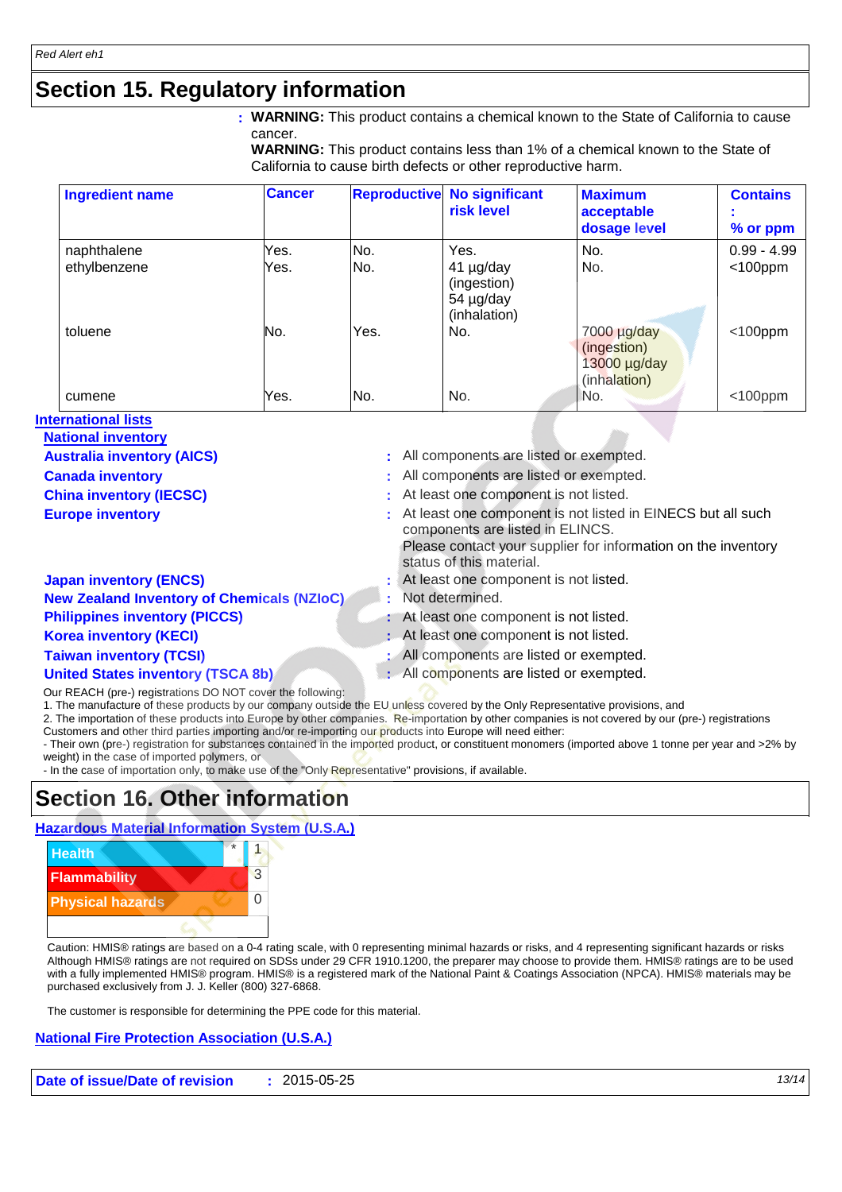# Section 15. Regulatory information

: **WARNING:** This product contains a chemical known to the State of California to cause cancer.
**WARNING:** This product contains less than 1% of a chemical known to the State of California to cause birth defects or other reproductive harm.

| Ingredient name | Cancer | Reproductive | No significant risk level | Maximum acceptable dosage level | Contains : % or ppm |
|---|---|---|---|---|---|
| naphthalene | Yes. | No. | Yes. | No. | 0.99 - 4.99 |
| ethylbenzene | Yes. | No. | 41 µg/day (ingestion) 54 µg/day (inhalation) | No. | <100ppm |
| toluene | No. | Yes. | No. | 7000 µg/day (ingestion) 13000 µg/day (inhalation) | <100ppm |
| cumene | Yes. | No. | No. | No. | <100ppm |

**International lists**

**National inventory**

**Australia inventory (AICS)** : All components are listed or exempted.

**Canada inventory** : All components are listed or exempted.

**China inventory (IECSC)** : At least one component is not listed.

**Europe inventory** : At least one component is not listed in EINECS but all such components are listed in ELINCS.
Please contact your supplier for information on the inventory status of this material.

**Japan inventory (ENCS)** : At least one component is not listed.

**New Zealand Inventory of Chemicals (NZIoC)** : Not determined.

**Philippines inventory (PICCS)** : At least one component is not listed.

**Korea inventory (KECI)** : At least one component is not listed.

**Taiwan inventory (TCSI)** : All components are listed or exempted.

**United States inventory (TSCA 8b)** : All components are listed or exempted.

Our REACH (pre-) registrations DO NOT cover the following:
1. The manufacture of these products by our company outside the EU unless covered by the Only Representative provisions, and
2. The importation of these products into Europe by other companies. Re-importation by other companies is not covered by our (pre-) registrations
Customers and other third parties importing and/or re-importing our products into Europe will need either:
- Their own (pre-) registration for substances contained in the imported product, or constituent monomers (imported above 1 tonne per year and >2% by weight) in the case of imported polymers, or
- In the case of importation only, to make use of the "Only Representative" provisions, if available.

# Section 16. Other information

**Hazardous Material Information System (U.S.A.)**

| Health | * | 1 |
|---|---|---|
| Flammability | | 3 |
| Physical hazards | | 0 |

Caution: HMIS® ratings are based on a 0-4 rating scale, with 0 representing minimal hazards or risks, and 4 representing significant hazards or risks Although HMIS® ratings are not required on SDSs under 29 CFR 1910.1200, the preparer may choose to provide them. HMIS® ratings are to be used with a fully implemented HMIS® program. HMIS® is a registered mark of the National Paint & Coatings Association (NPCA). HMIS® materials may be purchased exclusively from J. J. Keller (800) 327-6868.

The customer is responsible for determining the PPE code for this material.

**National Fire Protection Association (U.S.A.)**

**Date of issue/Date of revision** : 2015-05-25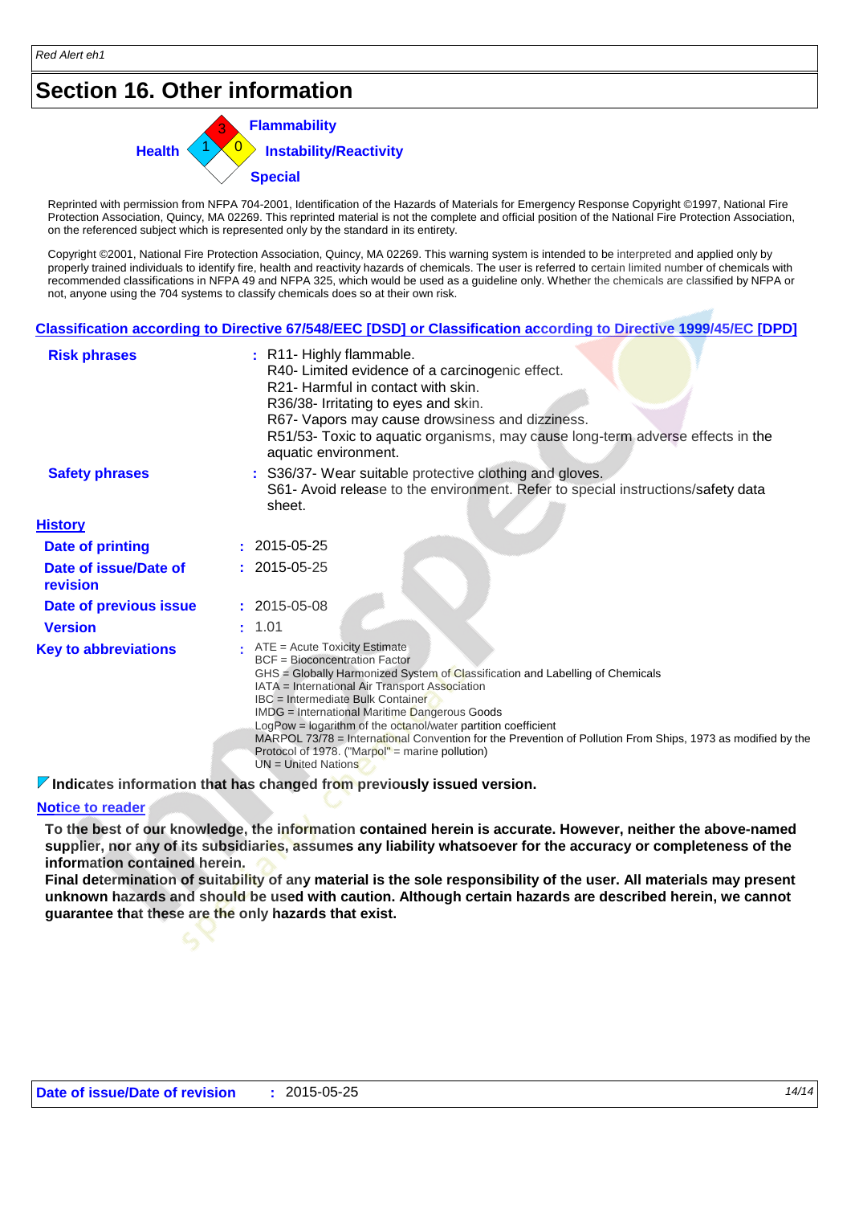# Section 16. Other information

Flammability: 3
Health: 1
Instability/Reactivity: 0
Special

Reprinted with permission from NFPA 704-2001, Identification of the Hazards of Materials for Emergency Response Copyright ©1997, National Fire Protection Association, Quincy, MA 02269. This reprinted material is not the complete and official position of the National Fire Protection Association, on the referenced subject which is represented only by the standard in its entirety.

Copyright ©2001, National Fire Protection Association, Quincy, MA 02269. This warning system is intended to be interpreted and applied only by properly trained individuals to identify fire, health and reactivity hazards of chemicals. The user is referred to certain limited number of chemicals with recommended classifications in NFPA 49 and NFPA 325, which would be used as a guideline only. Whether the chemicals are classified by NFPA or not, anyone using the 704 systems to classify chemicals does so at their own risk.

## Classification according to Directive 67/548/EEC [DSD] or Classification according to Directive 1999/45/EC [DPD]

**Risk phrases** : R11- Highly flammable.
R40- Limited evidence of a carcinogenic effect.
R21- Harmful in contact with skin.
R36/38- Irritating to eyes and skin.
R67- Vapors may cause drowsiness and dizziness.
R51/53- Toxic to aquatic organisms, may cause long-term adverse effects in the aquatic environment.

**Safety phrases** : S36/37- Wear suitable protective clothing and gloves.
S61- Avoid release to the environment. Refer to special instructions/safety data sheet.

## History

**Date of printing** : 2015-05-25

**Date of issue/Date of revision** : 2015-05-25

**Date of previous issue** : 2015-05-08

**Version** : 1.01

**Key to abbreviations** :
ATE = Acute Toxicity Estimate
BCF = Bioconcentration Factor
GHS = Globally Harmonized System of Classification and Labelling of Chemicals
IATA = International Air Transport Association
IBC = Intermediate Bulk Container
IMDG = International Maritime Dangerous Goods
LogPow = logarithm of the octanol/water partition coefficient
MARPOL 73/78 = International Convention for the Prevention of Pollution From Ships, 1973 as modified by the Protocol of 1978. ("Marpol" = marine pollution)
UN = United Nations

**Indicates information that has changed from previously issued version.**

## Notice to reader

**To the best of our knowledge, the information contained herein is accurate. However, neither the above-named supplier, nor any of its subsidiaries, assumes any liability whatsoever for the accuracy or completeness of the information contained herein.**

**Final determination of suitability of any material is the sole responsibility of the user. All materials may present unknown hazards and should be used with caution. Although certain hazards are described herein, we cannot guarantee that these are the only hazards that exist.**